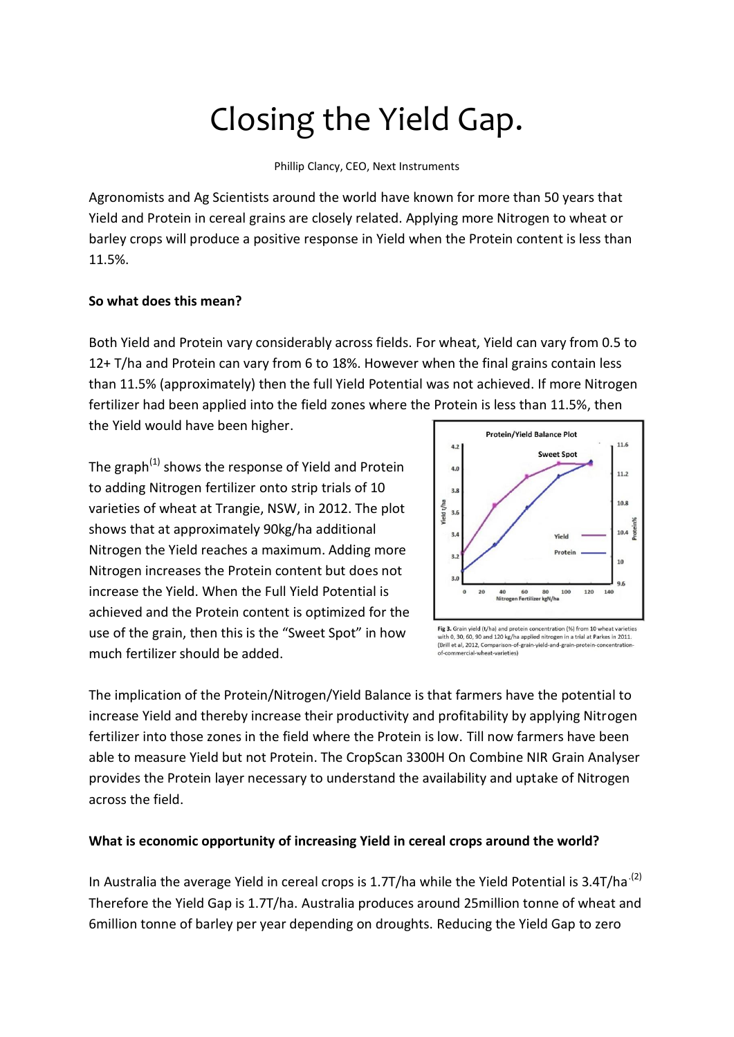# Closing the Yield Gap.

Phillip Clancy, CEO, Next Instruments

Agronomists and Ag Scientists around the world have known for more than 50 years that Yield and Protein in cereal grains are closely related. Applying more Nitrogen to wheat or barley crops will produce a positive response in Yield when the Protein content is less than 11.5%.

**So what does this mean?**

Both Yield and Protein vary considerably across fields. For wheat, Yield can vary from 0.5 to 12+ T/ha and Protein can vary from 6 to 18%. However when the final grains contain less than 11.5% (approximately) then the full Yield Potential was not achieved. If more Nitrogen fertilizer had been applied into the field zones where the Protein is less than 11.5%, then the Yield would have been higher.

The graph[1] shows the response of Yield and Protein to adding Nitrogen fertilizer onto strip trials of 10 varieties of wheat at Trangie, NSW, in 2012. The plot shows that at approximately 90kg/ha additional Nitrogen the Yield reaches a maximum. Adding more Nitrogen increases the Protein content but does not increase the Yield. When the Full Yield Potential is achieved and the Protein content is optimized for the use of the grain, then this is the "Sweet Spot" in how much fertilizer should be added.

**Fig 3.** Grain yield (t/ha) and protein concentration (%) from 10 wheat varieties with 0, 30, 60, 90 and 120 kg/ha applied nitrogen in a trial at Parkes in 2011. (Brill et al, 2012, Comparison-of-grain-yield-and-grain-protein-concentration-of-commercial-wheat-varieties)

The implication of the Protein/Nitrogen/Yield Balance is that farmers have the potential to increase Yield and thereby increase their productivity and profitability by applying Nitrogen fertilizer into those zones in the field where the Protein is low. Till now farmers have been able to measure Yield but not Protein. The CropScan 3300H On Combine NIR Grain Analyser provides the Protein layer necessary to understand the availability and uptake of Nitrogen across the field.

**What is economic opportunity of increasing Yield in cereal crops around the world?**

In Australia the average Yield in cereal crops is 1.7T/ha while the Yield Potential is 3.4T/ha.[2] Therefore the Yield Gap is 1.7T/ha. Australia produces around 25million tonne of wheat and 6million tonne of barley per year depending on droughts. Reducing the Yield Gap to zero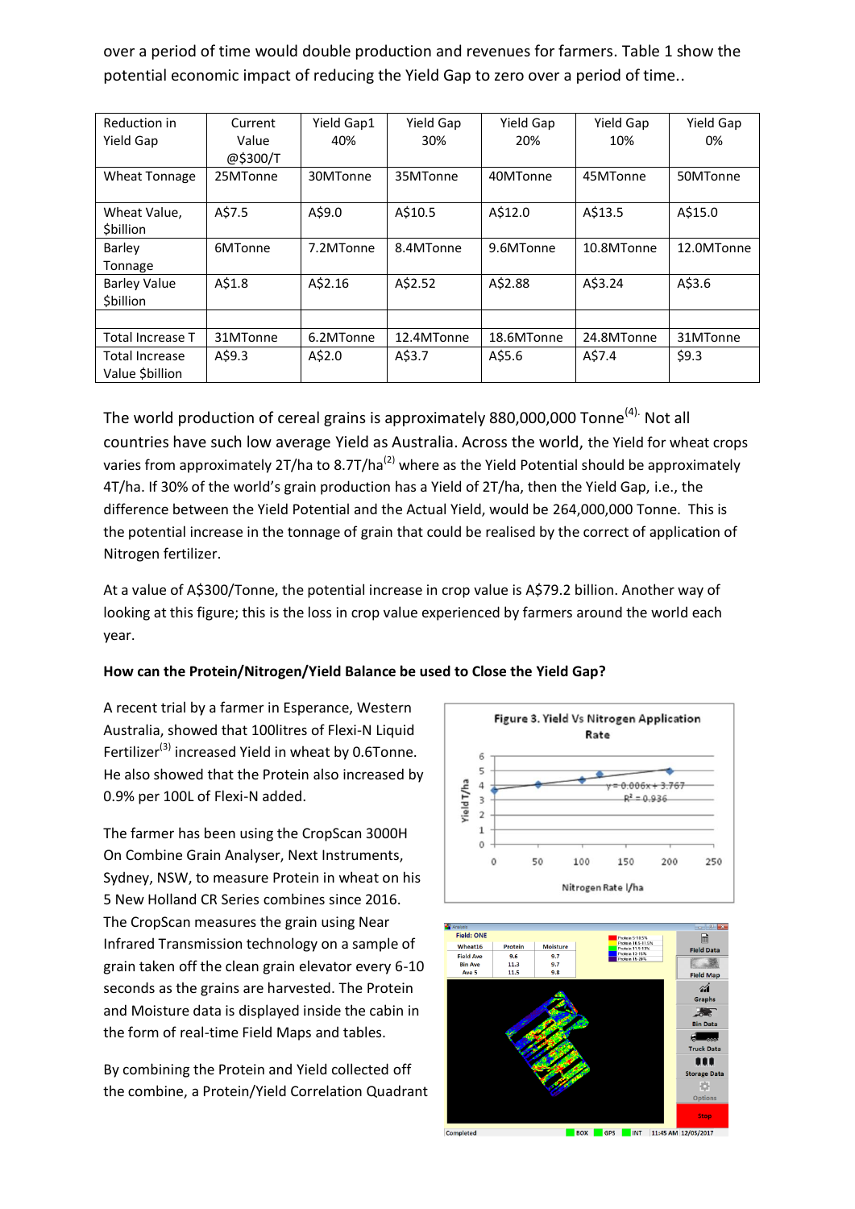over a period of time would double production and revenues for farmers. Table 1 show the potential economic impact of reducing the Yield Gap to zero over a period of time..

| Reduction in Yield Gap | Current Value @$300/T | Yield Gap1 40% | Yield Gap 30% | Yield Gap 20% | Yield Gap 10% | Yield Gap 0% |
|---|---|---|---|---|---|---|
| Wheat Tonnage | 25MTonne | 30MTonne | 35MTonne | 40MTonne | 45MTonne | 50MTonne |
| Wheat Value, $billion | A$7.5 | A$9.0 | A$10.5 | A$12.0 | A$13.5 | A$15.0 |
| Barley Tonnage | 6MTonne | 7.2MTonne | 8.4MTonne | 9.6MTonne | 10.8MTonne | 12.0MTonne |
| Barley Value $billion | A$1.8 | A$2.16 | A$2.52 | A$2.88 | A$3.24 | A$3.6 |
| | | | | | | |
| Total Increase T | 31MTonne | 6.2MTonne | 12.4MTonne | 18.6MTonne | 24.8MTonne | 31MTonne |
| Total Increase Value $billion | A$9.3 | A$2.0 | A$3.7 | A$5.6 | A$7.4 | $9.3 |

The world production of cereal grains is approximately 880,000,000 Tonne[4]. Not all countries have such low average Yield as Australia. Across the world, the Yield for wheat crops varies from approximately 2T/ha to 8.7T/ha[2] where as the Yield Potential should be approximately 4T/ha. If 30% of the world's grain production has a Yield of 2T/ha, then the Yield Gap, i.e., the difference between the Yield Potential and the Actual Yield, would be 264,000,000 Tonne. This is the potential increase in the tonnage of grain that could be realised by the correct of application of Nitrogen fertilizer.

At a value of A$300/Tonne, the potential increase in crop value is A$79.2 billion. Another way of looking at this figure; this is the loss in crop value experienced by farmers around the world each year.

**How can the Protein/Nitrogen/Yield Balance be used to Close the Yield Gap?**

A recent trial by a farmer in Esperance, Western Australia, showed that 100litres of Flexi-N Liquid Fertilizer[3] increased Yield in wheat by 0.6Tonne. He also showed that the Protein also increased by 0.9% per 100L of Flexi-N added.

Figure 3. Yield Vs Nitrogen Application Rate

The farmer has been using the CropScan 3000H On Combine Grain Analyser, Next Instruments, Sydney, NSW, to measure Protein in wheat on his 5 New Holland CR Series combines since 2016. The CropScan measures the grain using Near Infrared Transmission technology on a sample of grain taken off the clean grain elevator every 6-10 seconds as the grains are harvested. The Protein and Moisture data is displayed inside the cabin in the form of real-time Field Maps and tables.

By combining the Protein and Yield collected off the combine, a Protein/Yield Correlation Quadrant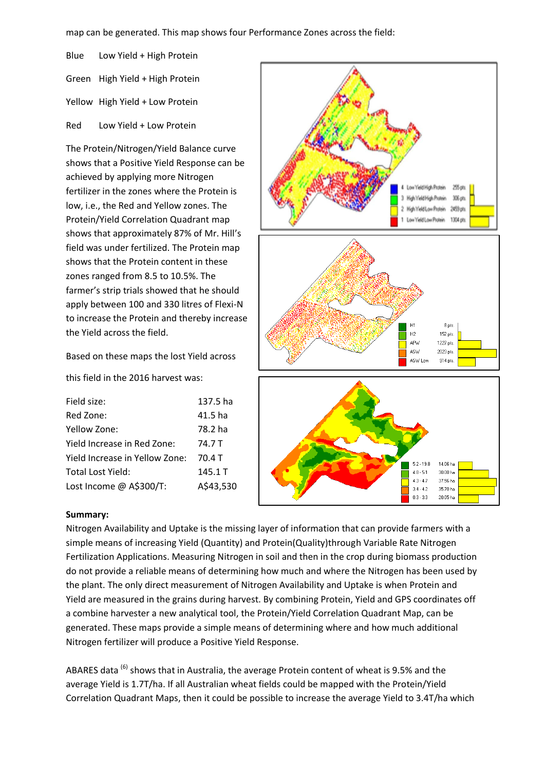map can be generated. This map shows four Performance Zones across the field:

| | |
|---|---|
| Blue | Low Yield + High Protein |
| Green | High Yield + High Protein |
| Yellow | High Yield + Low Protein |
| Red | Low Yield + Low Protein |

The Protein/Nitrogen/Yield Balance curve shows that a Positive Yield Response can be achieved by applying more Nitrogen fertilizer in the zones where the Protein is low, i.e., the Red and Yellow zones. The Protein/Yield Correlation Quadrant map shows that approximately 87% of Mr. Hill's field was under fertilized. The Protein map shows that the Protein content in these zones ranged from 8.5 to 10.5%. The farmer's strip trials showed that he should apply between 100 and 330 litres of Flexi-N to increase the Protein and thereby increase the Yield across the field.

Based on these maps the lost Yield across this field in the 2016 harvest was:

| | |
|---|---|
| Field size: | 137.5 ha |
| Red Zone: | 41.5 ha |
| Yellow Zone: | 78.2 ha |
| Yield Increase in Red Zone: | 74.7 T |
| Yield Increase in Yellow Zone: | 70.4 T |
| Total Lost Yield: | 145.1 T |
| Lost Income @ A$300/T: | A$43,530 |

**Summary:**

Nitrogen Availability and Uptake is the missing layer of information that can provide farmers with a simple means of increasing Yield (Quantity) and Protein(Quality)through Variable Rate Nitrogen Fertilization Applications. Measuring Nitrogen in soil and then in the crop during biomass production do not provide a reliable means of determining how much and where the Nitrogen has been used by the plant. The only direct measurement of Nitrogen Availability and Uptake is when Protein and Yield are measured in the grains during harvest. By combining Protein, Yield and GPS coordinates off a combine harvester a new analytical tool, the Protein/Yield Correlation Quadrant Map, can be generated. These maps provide a simple means of determining where and how much additional Nitrogen fertilizer will produce a Positive Yield Response.

ABARES data [6] shows that in Australia, the average Protein content of wheat is 9.5% and the average Yield is 1.7T/ha. If all Australian wheat fields could be mapped with the Protein/Yield Correlation Quadrant Maps, then it could be possible to increase the average Yield to 3.4T/ha which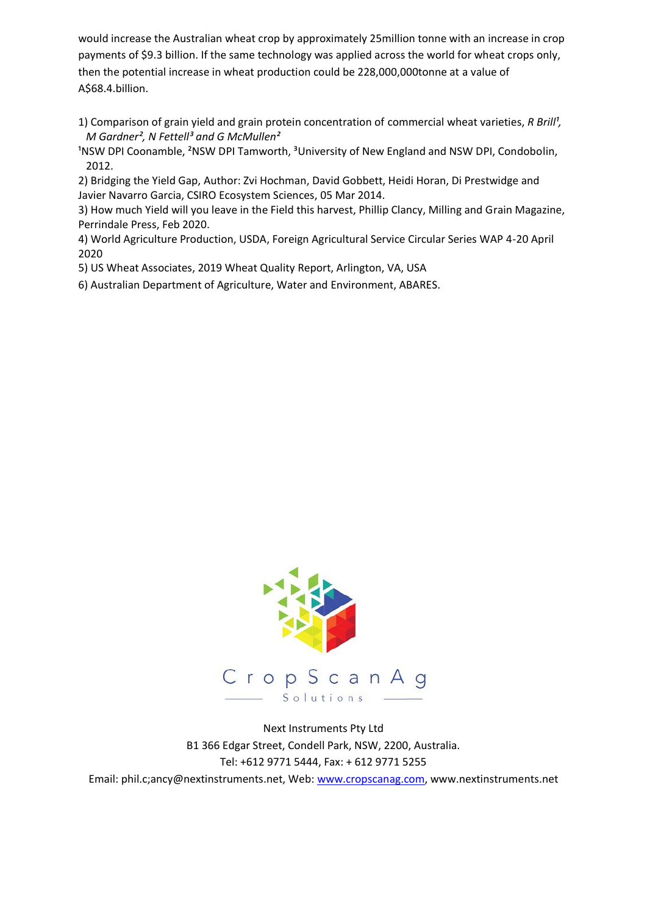would increase the Australian wheat crop by approximately 25million tonne with an increase in crop payments of $9.3 billion. If the same technology was applied across the world for wheat crops only, then the potential increase in wheat production could be 228,000,000tonne at a value of A$68.4.billion.

1) Comparison of grain yield and grain protein concentration of commercial wheat varieties, *R Brill[1], M Gardner[2], N Fettell[3] and G McMullen[2]*
[1]NSW DPI Coonamble, [2]NSW DPI Tamworth, [3]University of New England and NSW DPI, Condobolin, 2012.
2) Bridging the Yield Gap, Author: Zvi Hochman, David Gobbett, Heidi Horan, Di Prestwidge and Javier Navarro Garcia, CSIRO Ecosystem Sciences, 05 Mar 2014.
3) How much Yield will you leave in the Field this harvest, Phillip Clancy, Milling and Grain Magazine, Perrindale Press, Feb 2020.
4) World Agriculture Production, USDA, Foreign Agricultural Service Circular Series WAP 4-20 April 2020
5) US Wheat Associates, 2019 Wheat Quality Report, Arlington, VA, USA
6) Australian Department of Agriculture, Water and Environment, ABARES.

CropScanAg
Solutions

Next Instruments Pty Ltd
B1 366 Edgar Street, Condell Park, NSW, 2200, Australia.
Tel: +612 9771 5444, Fax: + 612 9771 5255
Email: phil.c;ancy@nextinstruments.net, Web: www.cropscanag.com, www.nextinstruments.net